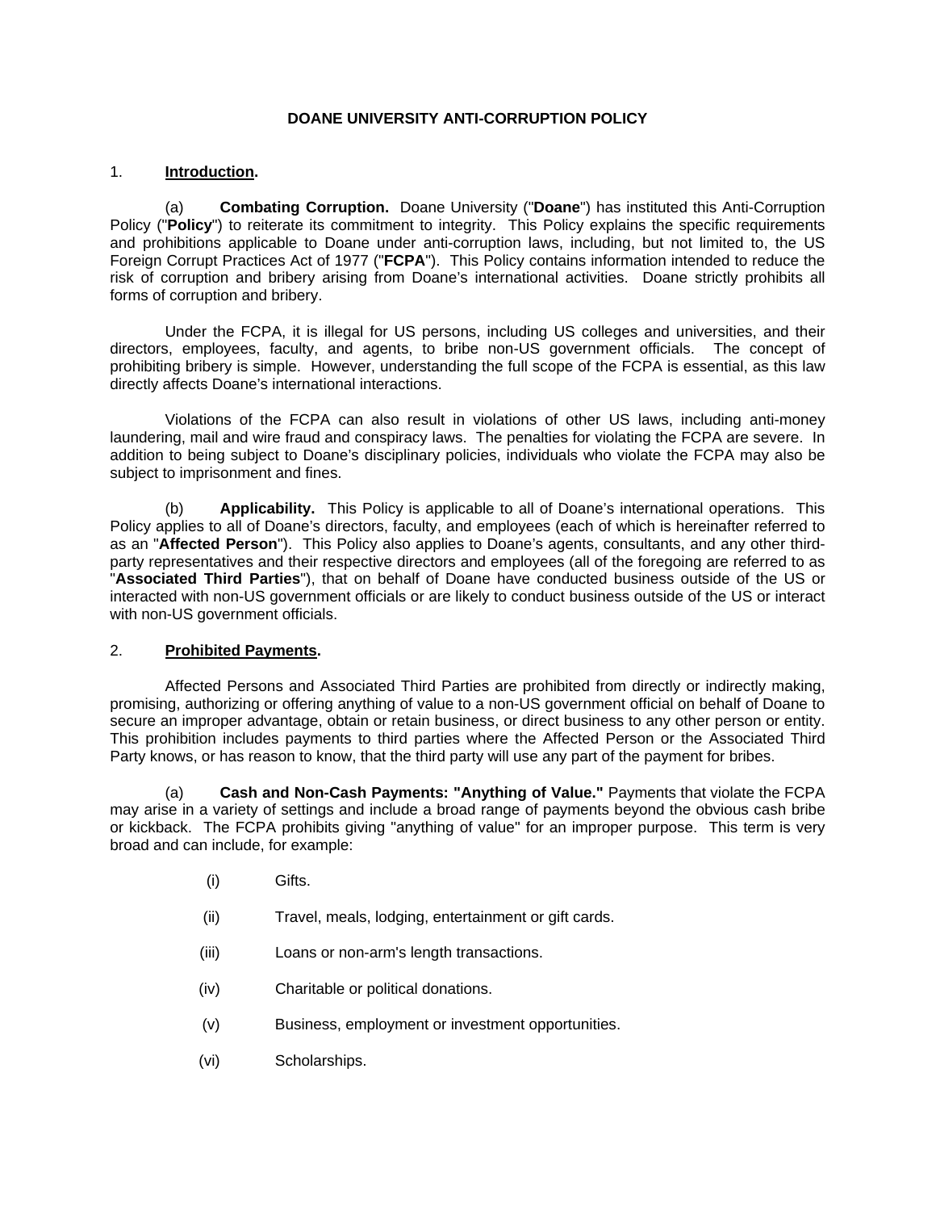# DOANE UNIVERSITY ANTI-CORRUPTION POLICY

## 1. Introduction.

(a) **Combating Corruption.** Doane University ("**Doane**") has instituted this Anti-Corruption Policy ("**Policy**") to reiterate its commitment to integrity. This Policy explains the specific requirements and prohibitions applicable to Doane under anti-corruption laws, including, but not limited to, the US Foreign Corrupt Practices Act of 1977 ("**FCPA**"). This Policy contains information intended to reduce the risk of corruption and bribery arising from Doane's international activities. Doane strictly prohibits all forms of corruption and bribery.

Under the FCPA, it is illegal for US persons, including US colleges and universities, and their directors, employees, faculty, and agents, to bribe non-US government officials. The concept of prohibiting bribery is simple. However, understanding the full scope of the FCPA is essential, as this law directly affects Doane's international interactions.

Violations of the FCPA can also result in violations of other US laws, including anti-money laundering, mail and wire fraud and conspiracy laws. The penalties for violating the FCPA are severe. In addition to being subject to Doane's disciplinary policies, individuals who violate the FCPA may also be subject to imprisonment and fines.

(b) **Applicability.** This Policy is applicable to all of Doane's international operations. This Policy applies to all of Doane's directors, faculty, and employees (each of which is hereinafter referred to as an "**Affected Person**"). This Policy also applies to Doane's agents, consultants, and any other third-party representatives and their respective directors and employees (all of the foregoing are referred to as "**Associated Third Parties**"), that on behalf of Doane have conducted business outside of the US or interacted with non-US government officials or are likely to conduct business outside of the US or interact with non-US government officials.

## 2. Prohibited Payments.

Affected Persons and Associated Third Parties are prohibited from directly or indirectly making, promising, authorizing or offering anything of value to a non-US government official on behalf of Doane to secure an improper advantage, obtain or retain business, or direct business to any other person or entity. This prohibition includes payments to third parties where the Affected Person or the Associated Third Party knows, or has reason to know, that the third party will use any part of the payment for bribes.

(a) **Cash and Non-Cash Payments: "Anything of Value."** Payments that violate the FCPA may arise in a variety of settings and include a broad range of payments beyond the obvious cash bribe or kickback. The FCPA prohibits giving "anything of value" for an improper purpose. This term is very broad and can include, for example:

- (i) Gifts.
- (ii) Travel, meals, lodging, entertainment or gift cards.
- (iii) Loans or non-arm's length transactions.
- (iv) Charitable or political donations.
- (v) Business, employment or investment opportunities.
- (vi) Scholarships.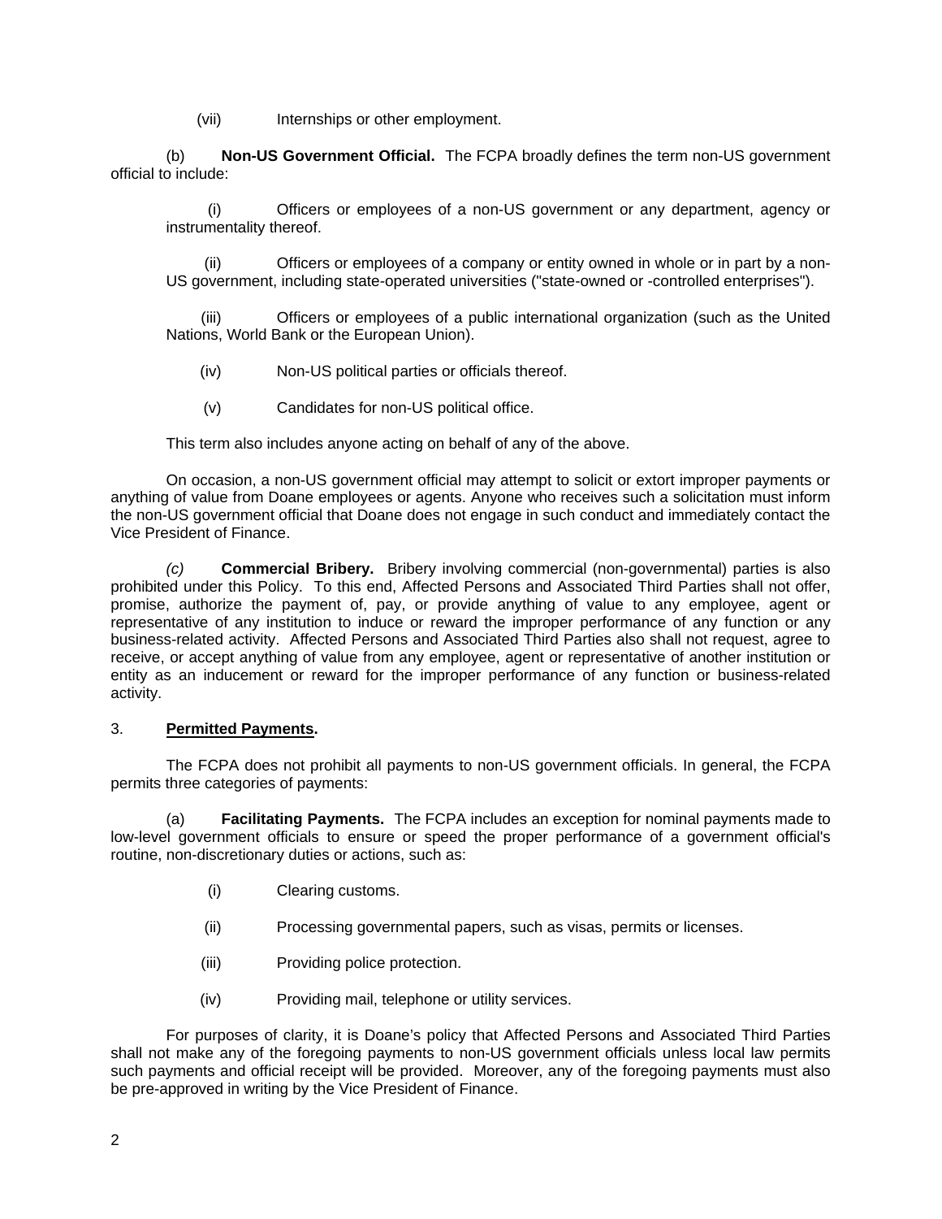(vii) Internships or other employment.

(b) **Non-US Government Official.** The FCPA broadly defines the term non-US government official to include:

(i) Officers or employees of a non-US government or any department, agency or instrumentality thereof.

(ii) Officers or employees of a company or entity owned in whole or in part by a non-US government, including state-operated universities ("state-owned or -controlled enterprises").

(iii) Officers or employees of a public international organization (such as the United Nations, World Bank or the European Union).

(iv) Non-US political parties or officials thereof.

(v) Candidates for non-US political office.

This term also includes anyone acting on behalf of any of the above.

On occasion, a non-US government official may attempt to solicit or extort improper payments or anything of value from Doane employees or agents. Anyone who receives such a solicitation must inform the non-US government official that Doane does not engage in such conduct and immediately contact the Vice President of Finance.

*(c)* **Commercial Bribery.** Bribery involving commercial (non-governmental) parties is also prohibited under this Policy. To this end, Affected Persons and Associated Third Parties shall not offer, promise, authorize the payment of, pay, or provide anything of value to any employee, agent or representative of any institution to induce or reward the improper performance of any function or any business-related activity. Affected Persons and Associated Third Parties also shall not request, agree to receive, or accept anything of value from any employee, agent or representative of another institution or entity as an inducement or reward for the improper performance of any function or business-related activity.

3. **Permitted Payments.**

The FCPA does not prohibit all payments to non-US government officials. In general, the FCPA permits three categories of payments:

(a) **Facilitating Payments.** The FCPA includes an exception for nominal payments made to low-level government officials to ensure or speed the proper performance of a government official's routine, non-discretionary duties or actions, such as:

(i) Clearing customs.

(ii) Processing governmental papers, such as visas, permits or licenses.

(iii) Providing police protection.

(iv) Providing mail, telephone or utility services.

For purposes of clarity, it is Doane's policy that Affected Persons and Associated Third Parties shall not make any of the foregoing payments to non-US government officials unless local law permits such payments and official receipt will be provided. Moreover, any of the foregoing payments must also be pre-approved in writing by the Vice President of Finance.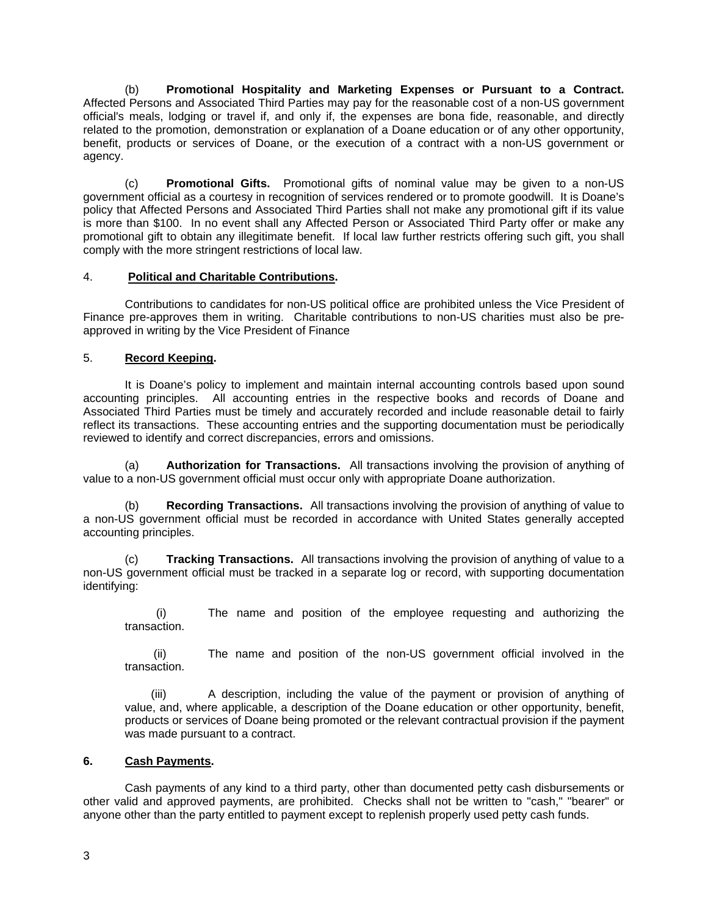(b) **Promotional Hospitality and Marketing Expenses or Pursuant to a Contract.** Affected Persons and Associated Third Parties may pay for the reasonable cost of a non-US government official's meals, lodging or travel if, and only if, the expenses are bona fide, reasonable, and directly related to the promotion, demonstration or explanation of a Doane education or of any other opportunity, benefit, products or services of Doane, or the execution of a contract with a non-US government or agency.

(c) **Promotional Gifts.** Promotional gifts of nominal value may be given to a non-US government official as a courtesy in recognition of services rendered or to promote goodwill. It is Doane's policy that Affected Persons and Associated Third Parties shall not make any promotional gift if its value is more than $100. In no event shall any Affected Person or Associated Third Party offer or make any promotional gift to obtain any illegitimate benefit. If local law further restricts offering such gift, you shall comply with the more stringent restrictions of local law.

4. **Political and Charitable Contributions.**

Contributions to candidates for non-US political office are prohibited unless the Vice President of Finance pre-approves them in writing. Charitable contributions to non-US charities must also be pre-approved in writing by the Vice President of Finance

5. **Record Keeping.**

It is Doane's policy to implement and maintain internal accounting controls based upon sound accounting principles. All accounting entries in the respective books and records of Doane and Associated Third Parties must be timely and accurately recorded and include reasonable detail to fairly reflect its transactions. These accounting entries and the supporting documentation must be periodically reviewed to identify and correct discrepancies, errors and omissions.

(a) **Authorization for Transactions.** All transactions involving the provision of anything of value to a non-US government official must occur only with appropriate Doane authorization.

(b) **Recording Transactions.** All transactions involving the provision of anything of value to a non-US government official must be recorded in accordance with United States generally accepted accounting principles.

(c) **Tracking Transactions.** All transactions involving the provision of anything of value to a non-US government official must be tracked in a separate log or record, with supporting documentation identifying:

(i) The name and position of the employee requesting and authorizing the transaction.

(ii) The name and position of the non-US government official involved in the transaction.

(iii) A description, including the value of the payment or provision of anything of value, and, where applicable, a description of the Doane education or other opportunity, benefit, products or services of Doane being promoted or the relevant contractual provision if the payment was made pursuant to a contract.

**6. Cash Payments.**

Cash payments of any kind to a third party, other than documented petty cash disbursements or other valid and approved payments, are prohibited. Checks shall not be written to "cash," "bearer" or anyone other than the party entitled to payment except to replenish properly used petty cash funds.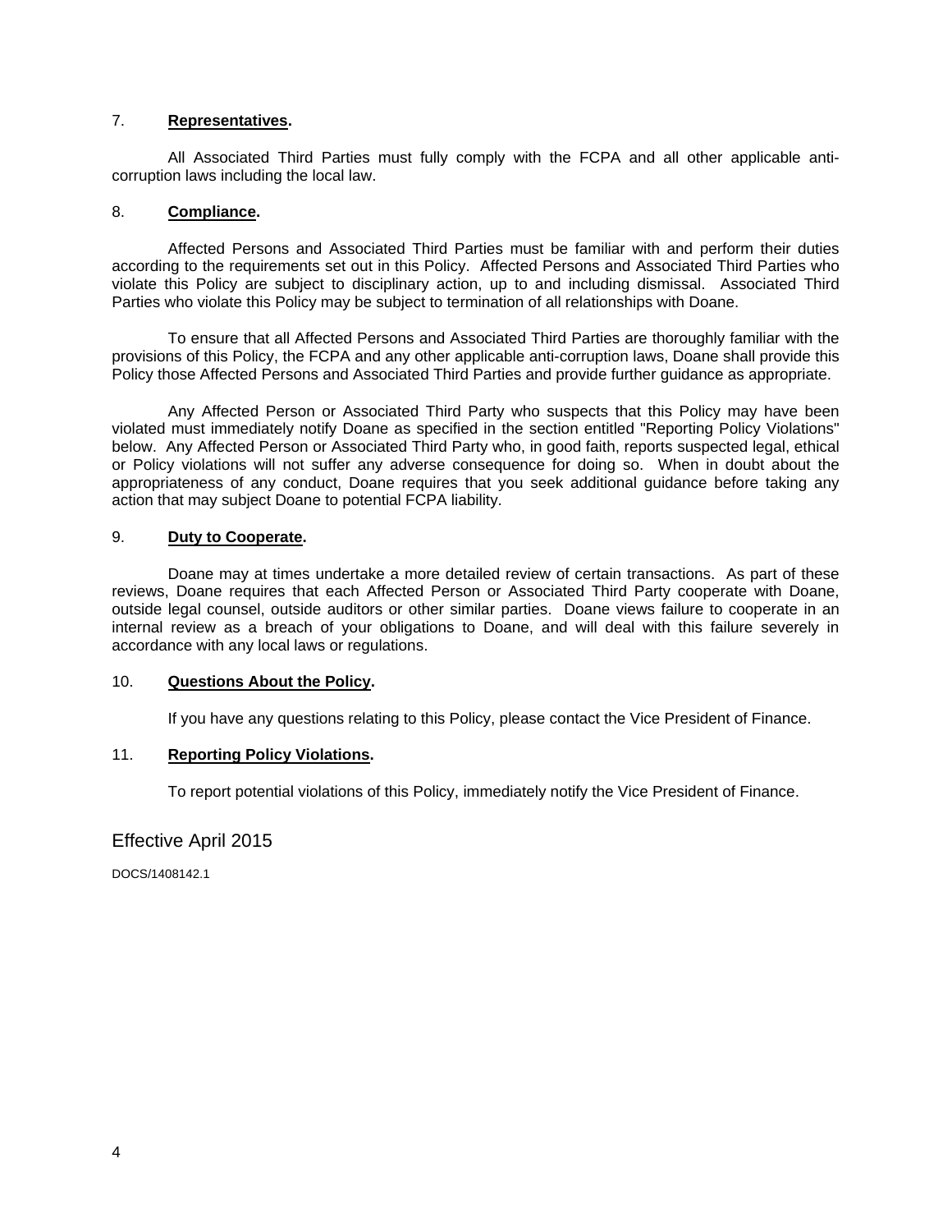7. **Representatives.**

All Associated Third Parties must fully comply with the FCPA and all other applicable anti-corruption laws including the local law.

8. **Compliance.**

Affected Persons and Associated Third Parties must be familiar with and perform their duties according to the requirements set out in this Policy. Affected Persons and Associated Third Parties who violate this Policy are subject to disciplinary action, up to and including dismissal. Associated Third Parties who violate this Policy may be subject to termination of all relationships with Doane.

To ensure that all Affected Persons and Associated Third Parties are thoroughly familiar with the provisions of this Policy, the FCPA and any other applicable anti-corruption laws, Doane shall provide this Policy those Affected Persons and Associated Third Parties and provide further guidance as appropriate.

Any Affected Person or Associated Third Party who suspects that this Policy may have been violated must immediately notify Doane as specified in the section entitled "Reporting Policy Violations" below. Any Affected Person or Associated Third Party who, in good faith, reports suspected legal, ethical or Policy violations will not suffer any adverse consequence for doing so. When in doubt about the appropriateness of any conduct, Doane requires that you seek additional guidance before taking any action that may subject Doane to potential FCPA liability.

9. **Duty to Cooperate.**

Doane may at times undertake a more detailed review of certain transactions. As part of these reviews, Doane requires that each Affected Person or Associated Third Party cooperate with Doane, outside legal counsel, outside auditors or other similar parties. Doane views failure to cooperate in an internal review as a breach of your obligations to Doane, and will deal with this failure severely in accordance with any local laws or regulations.

10. **Questions About the Policy.**

If you have any questions relating to this Policy, please contact the Vice President of Finance.

11. **Reporting Policy Violations.**

To report potential violations of this Policy, immediately notify the Vice President of Finance.

Effective April 2015

DOCS/1408142.1